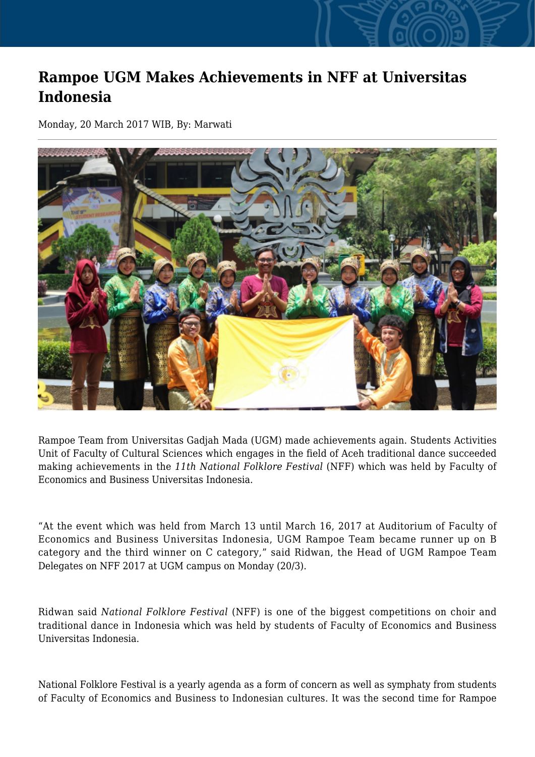# Rampoe UGM Makes Achievements in NFF at Universitas Indonesia

Monday, 20 March 2017 WIB, By: Marwati

Rampoe Team from Universitas Gadjah Mada (UGM) made achievements again. Students Activities Unit of Faculty of Cultural Sciences which engages in the field of Aceh traditional dance succeeded making achievements in the *11th National Folklore Festival* (NFF) which was held by Faculty of Economics and Business Universitas Indonesia.

"At the event which was held from March 13 until March 16, 2017 at Auditorium of Faculty of Economics and Business Universitas Indonesia, UGM Rampoe Team became runner up on B category and the third winner on C category," said Ridwan, the Head of UGM Rampoe Team Delegates on NFF 2017 at UGM campus on Monday (20/3).

Ridwan said *National Folklore Festival* (NFF) is one of the biggest competitions on choir and traditional dance in Indonesia which was held by students of Faculty of Economics and Business Universitas Indonesia.

National Folklore Festival is a yearly agenda as a form of concern as well as symphaty from students of Faculty of Economics and Business to Indonesian cultures. It was the second time for Rampoe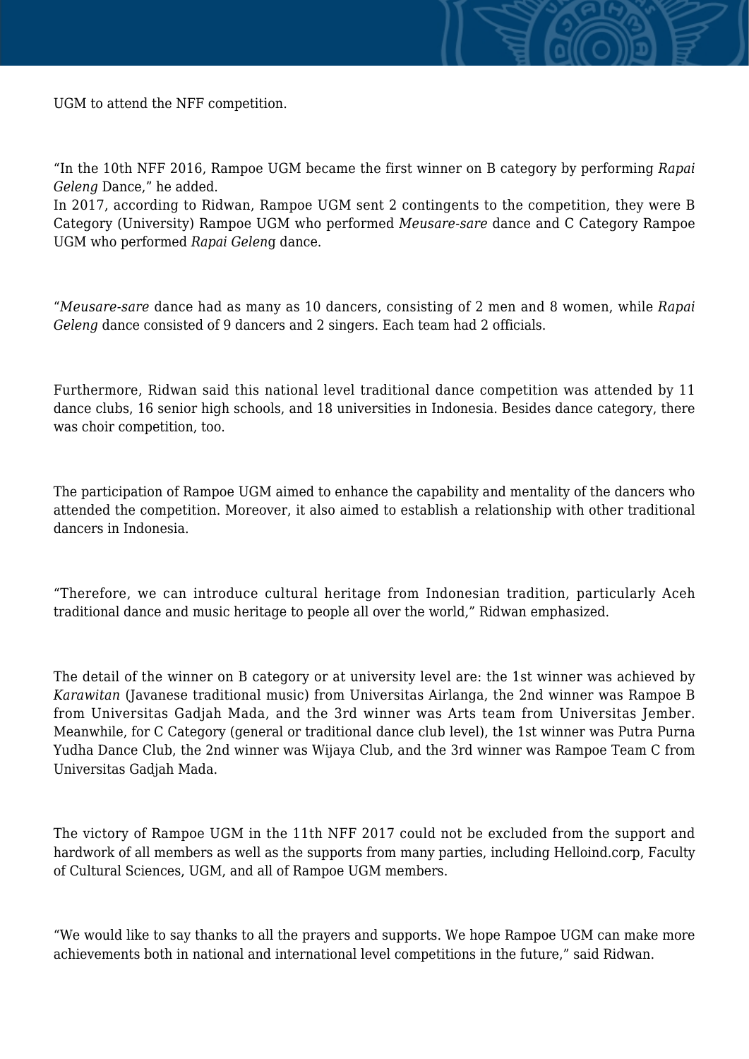UGM to attend the NFF competition.

"In the 10th NFF 2016, Rampoe UGM became the first winner on B category by performing *Rapai Geleng* Dance," he added.
In 2017, according to Ridwan, Rampoe UGM sent 2 contingents to the competition, they were B Category (University) Rampoe UGM who performed *Meusare-sare* dance and C Category Rampoe UGM who performed *Rapai Gelen*g dance.

"*Meusare-sare* dance had as many as 10 dancers, consisting of 2 men and 8 women, while *Rapai Geleng* dance consisted of 9 dancers and 2 singers. Each team had 2 officials.

Furthermore, Ridwan said this national level traditional dance competition was attended by 11 dance clubs, 16 senior high schools, and 18 universities in Indonesia. Besides dance category, there was choir competition, too.

The participation of Rampoe UGM aimed to enhance the capability and mentality of the dancers who attended the competition. Moreover, it also aimed to establish a relationship with other traditional dancers in Indonesia.

"Therefore, we can introduce cultural heritage from Indonesian tradition, particularly Aceh traditional dance and music heritage to people all over the world," Ridwan emphasized.

The detail of the winner on B category or at university level are: the 1st winner was achieved by *Karawitan* (Javanese traditional music) from Universitas Airlanga, the 2nd winner was Rampoe B from Universitas Gadjah Mada, and the 3rd winner was Arts team from Universitas Jember. Meanwhile, for C Category (general or traditional dance club level), the 1st winner was Putra Purna Yudha Dance Club, the 2nd winner was Wijaya Club, and the 3rd winner was Rampoe Team C from Universitas Gadjah Mada.

The victory of Rampoe UGM in the 11th NFF 2017 could not be excluded from the support and hardwork of all members as well as the supports from many parties, including Helloind.corp, Faculty of Cultural Sciences, UGM, and all of Rampoe UGM members.

"We would like to say thanks to all the prayers and supports. We hope Rampoe UGM can make more achievements both in national and international level competitions in the future," said Ridwan.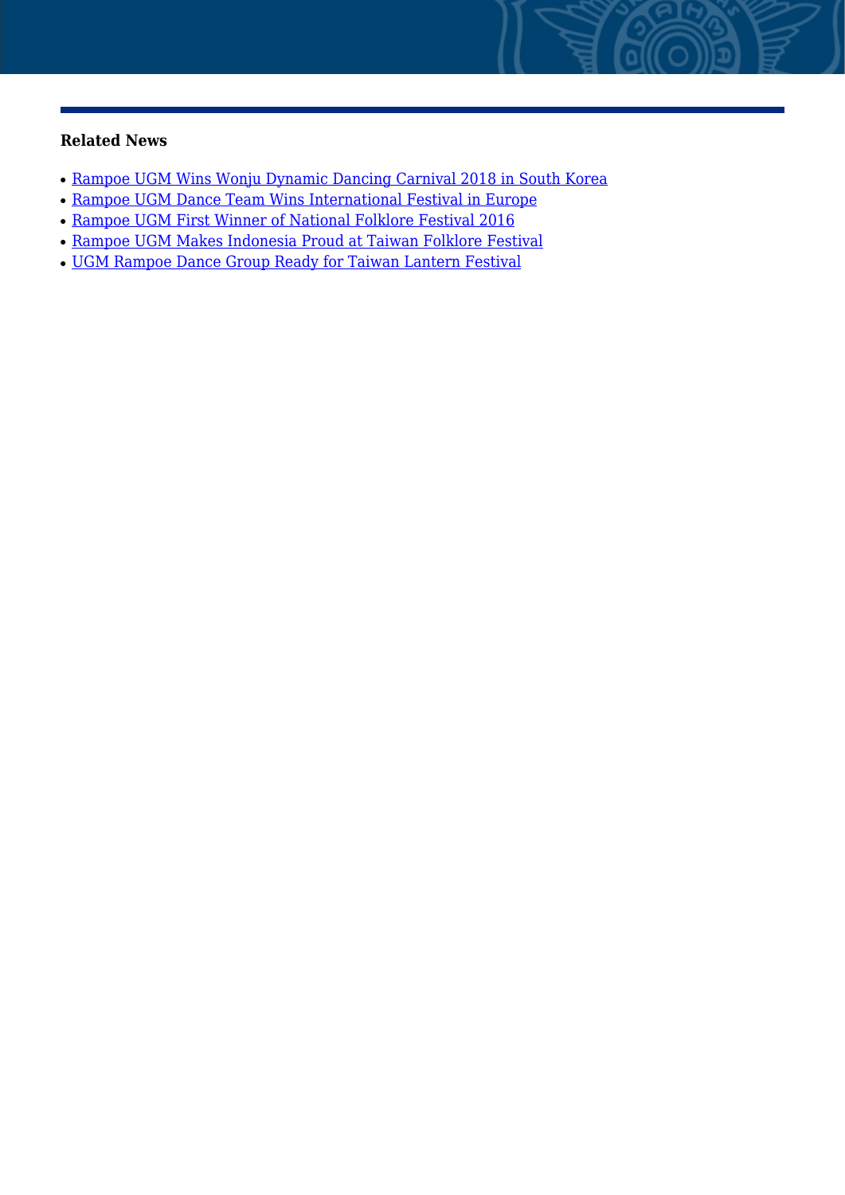### Related News

- Rampoe UGM Wins Wonju Dynamic Dancing Carnival 2018 in South Korea
- Rampoe UGM Dance Team Wins International Festival in Europe
- Rampoe UGM First Winner of National Folklore Festival 2016
- Rampoe UGM Makes Indonesia Proud at Taiwan Folklore Festival
- UGM Rampoe Dance Group Ready for Taiwan Lantern Festival